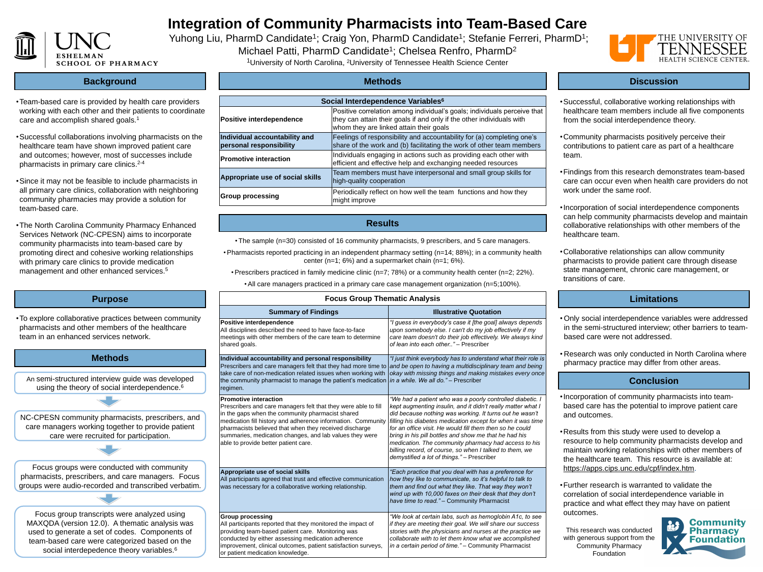# Integration of Community Pharmacists into Team-Based Care

Yuhong Liu, PharmD Candidate[1]; Craig Yon, PharmD Candidate[1]; Stefanie Ferreri, PharmD[1]; Michael Patti, PharmD Candidate[1]; Chelsea Renfro, PharmD[2]

[1]University of North Carolina, [2]University of Tennessee Health Science Center

## Background

- Team-based care is provided by health care providers working with each other and their patients to coordinate care and accomplish shared goals.[1]
- Successful collaborations involving pharmacists on the healthcare team have shown improved patient care and outcomes; however, most of successes include pharmacists in primary care clinics.[2-4]
- Since it may not be feasible to include pharmacists in all primary care clinics, collaboration with neighboring community pharmacies may provide a solution for team-based care.
- The North Carolina Community Pharmacy Enhanced Services Network (NC-CPESN) aims to incorporate community pharmacists into team-based care by promoting direct and cohesive working relationships with primary care clinics to provide medication management and other enhanced services.[5]

## Purpose

- To explore collaborative practices between community pharmacists and other members of the healthcare team in an enhanced services network.

## Methods

An semi-structured interview guide was developed using the theory of social interdependence.[6]

NC-CPESN community pharmacists, prescribers, and care managers working together to provide patient care were recruited for participation.

Focus groups were conducted with community pharmacists, prescribers, and care managers. Focus groups were audio-recorded and transcribed verbatim.

Focus group transcripts were analyzed using MAXQDA (version 12.0). A thematic analysis was used to generate a set of codes. Components of team-based care were categorized based on the social interdepedence theory variables.[6]

## Methods

| Social Interdependence Variables[6] | |
|---|---|
| **Positive interdependence** | Positive correlation among individual's goals; individuals perceive that they can attain their goals if and only if the other individuals with whom they are linked attain their goals |
| **Individual accountability and personal responsibility** | Feelings of responsibility and accountability for (a) completing one's share of the work and (b) facilitating the work of other team members |
| **Promotive interaction** | Individuals engaging in actions such as providing each other with efficient and effective help and exchanging needed resources |
| **Appropriate use of social skills** | Team members must have interpersonal and small group skills for high-quality cooperation |
| **Group processing** | Periodically reflect on how well the team functions and how they might improve |

## Results

- The sample (n=30) consisted of 16 community pharmacists, 9 prescribers, and 5 care managers.
- Pharmacists reported practicing in an independent pharmacy setting (n=14; 88%); in a community health center (n=1; 6%) and a supermarket chain (n=1; 6%).
- Prescribers practiced in family medicine clinic (n=7; 78%) or a community health center (n=2; 22%).
- All care managers practiced in a primary care case management organization (n=5;100%).

**Focus Group Thematic Analysis**

| Summary of Findings | Illustrative Quotation |
|---|---|
| **Positive interdependence** All disciplines described the need to have face-to-face meetings with other members of the care team to determine shared goals. | *"I guess in everybody's case it [the goal] always depends upon somebody else. I can't do my job effectively if my care team doesn't do their job effectively. We always kind of lean into each other.."* – Prescriber |
| **Individual accountability and personal responsibility** Prescribers and care managers felt that they had more time to take care of non-medication related issues when working with the community pharmacist to manage the patient's medication regimen. | *"I just think everybody has to understand what their role is and be open to having a multidisciplinary team and being okay with missing things and making mistakes every once in a while. We all do."* – Prescriber |
| **Promotive interaction** Prescribers and care managers felt that they were able to fill in the gaps when the community pharmacist shared medication fill history and adherence information. Community pharmacists believed that when they received discharge summaries, medication changes, and lab values they were able to provide better patient care. | *"We had a patient who was a poorly controlled diabetic. I kept augmenting insulin, and it didn't really matter what I did because nothing was working. It turns out he wasn't filling his diabetes medication except for when it was time for an office visit. He would fill them then so he could bring in his pill bottles and show me that he had his medication. The community pharmacy had access to his billing record, of course, so when I talked to them, we demystified a lot of things."* – Prescriber |
| **Appropriate use of social skills** All participants agreed that trust and effective communication was necessary for a collaborative working relationship. | *"Each practice that you deal with has a preference for how they like to communicate, so it's helpful to talk to them and find out what they like. That way they won't wind up with 10,000 faxes on their desk that they don't have time to read."* – Community Pharmacist |
| **Group processing** All participants reported that they monitored the impact of providing team-based patient care. Monitoring was conducted by either assessing medication adherence improvement, clinical outcomes, patient satisfaction surveys, or patient medication knowledge. | *"We look at certain labs, such as hemoglobin A1c, to see if they are meeting their goal. We will share our success stories with the physicians and nurses at the practice we collaborate with to let them know what we accomplished in a certain period of time."* – Community Pharmacist |

## Discussion

- Successful, collaborative working relationships with healthcare team members include all five components from the social interdependence theory.
- Community pharmacists positively perceive their contributions to patient care as part of a healthcare team.
- Findings from this research demonstrates team-based care can occur even when health care providers do not work under the same roof.
- Incorporation of social interdependence components can help community pharmacists develop and maintain collaborative relationships with other members of the healthcare team.
- Collaborative relationships can allow community pharmacists to provide patient care through disease state management, chronic care management, or transitions of care.

## Limitations

- Only social interdependence variables were addressed in the semi-structured interview; other barriers to team-based care were not addressed.
- Research was only conducted in North Carolina where pharmacy practice may differ from other areas.

## Conclusion

- Incorporation of community pharmacists into team-based care has the potential to improve patient care and outcomes.
- Results from this study were used to develop a resource to help community pharmacists develop and maintain working relationships with other members of the healthcare team. This resource is available at: https://apps.cips.unc.edu/cpf/index.htm.
- Further research is warranted to validate the correlation of social interdependence variable in practice and what effect they may have on patient outcomes.

This research was conducted with generous support from the Community Pharmacy Foundation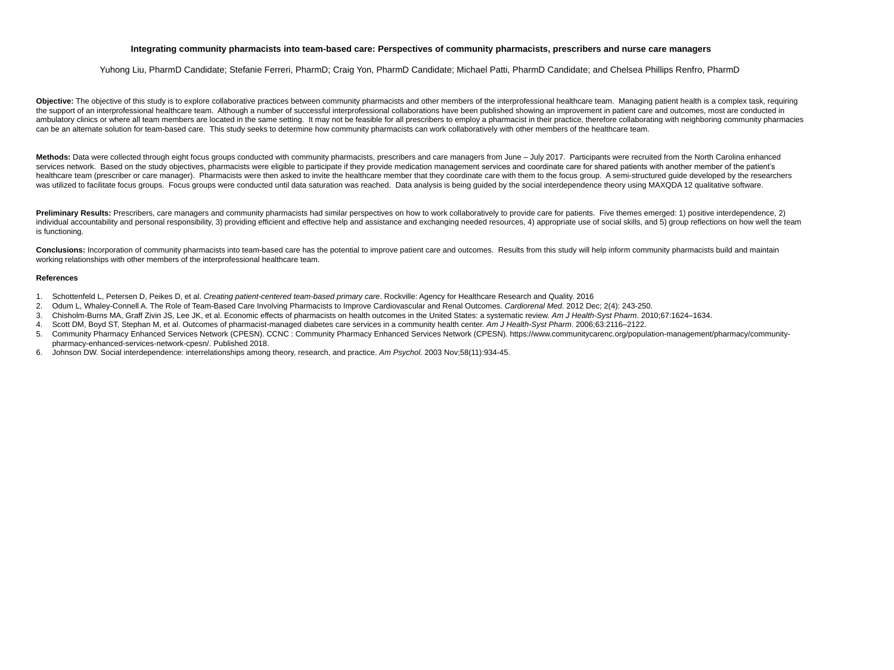# Integrating community pharmacists into team-based care: Perspectives of community pharmacists, prescribers and nurse care managers

Yuhong Liu, PharmD Candidate; Stefanie Ferreri, PharmD; Craig Yon, PharmD Candidate; Michael Patti, PharmD Candidate; and Chelsea Phillips Renfro, PharmD

**Objective:** The objective of this study is to explore collaborative practices between community pharmacists and other members of the interprofessional healthcare team. Managing patient health is a complex task, requiring the support of an interprofessional healthcare team. Although a number of successful interprofessional collaborations have been published showing an improvement in patient care and outcomes, most are conducted in ambulatory clinics or where all team members are located in the same setting. It may not be feasible for all prescribers to employ a pharmacist in their practice, therefore collaborating with neighboring community pharmacies can be an alternate solution for team-based care. This study seeks to determine how community pharmacists can work collaboratively with other members of the healthcare team.

**Methods:** Data were collected through eight focus groups conducted with community pharmacists, prescribers and care managers from June – July 2017. Participants were recruited from the North Carolina enhanced services network. Based on the study objectives, pharmacists were eligible to participate if they provide medication management services and coordinate care for shared patients with another member of the patient's healthcare team (prescriber or care manager). Pharmacists were then asked to invite the healthcare member that they coordinate care with them to the focus group. A semi-structured guide developed by the researchers was utilized to facilitate focus groups. Focus groups were conducted until data saturation was reached. Data analysis is being guided by the social interdependence theory using MAXQDA 12 qualitative software.

**Preliminary Results:** Prescribers, care managers and community pharmacists had similar perspectives on how to work collaboratively to provide care for patients. Five themes emerged: 1) positive interdependence, 2) individual accountability and personal responsibility, 3) providing efficient and effective help and assistance and exchanging needed resources, 4) appropriate use of social skills, and 5) group reflections on how well the team is functioning.

**Conclusions:** Incorporation of community pharmacists into team-based care has the potential to improve patient care and outcomes. Results from this study will help inform community pharmacists build and maintain working relationships with other members of the interprofessional healthcare team.

**References**

1. Schottenfeld L, Petersen D, Peikes D, et al. *Creating patient-centered team-based primary care*. Rockville: Agency for Healthcare Research and Quality. 2016
2. Odum L, Whaley-Connell A. The Role of Team-Based Care Involving Pharmacists to Improve Cardiovascular and Renal Outcomes. *Cardiorenal Med*. 2012 Dec; 2(4): 243-250.
3. Chisholm-Burns MA, Graff Zivin JS, Lee JK, et al. Economic effects of pharmacists on health outcomes in the United States: a systematic review. *Am J Health-Syst Pharm*. 2010;67:1624–1634.
4. Scott DM, Boyd ST, Stephan M, et al. Outcomes of pharmacist-managed diabetes care services in a community health center. *Am J Health-Syst Pharm*. 2006;63:2116–2122.
5. Community Pharmacy Enhanced Services Network (CPESN). CCNC : Community Pharmacy Enhanced Services Network (CPESN). https://www.communitycarenc.org/population-management/pharmacy/community-pharmacy-enhanced-services-network-cpesn/. Published 2018.
6. Johnson DW. Social interdependence: interrelationships among theory, research, and practice. *Am Psychol*. 2003 Nov;58(11):934-45.